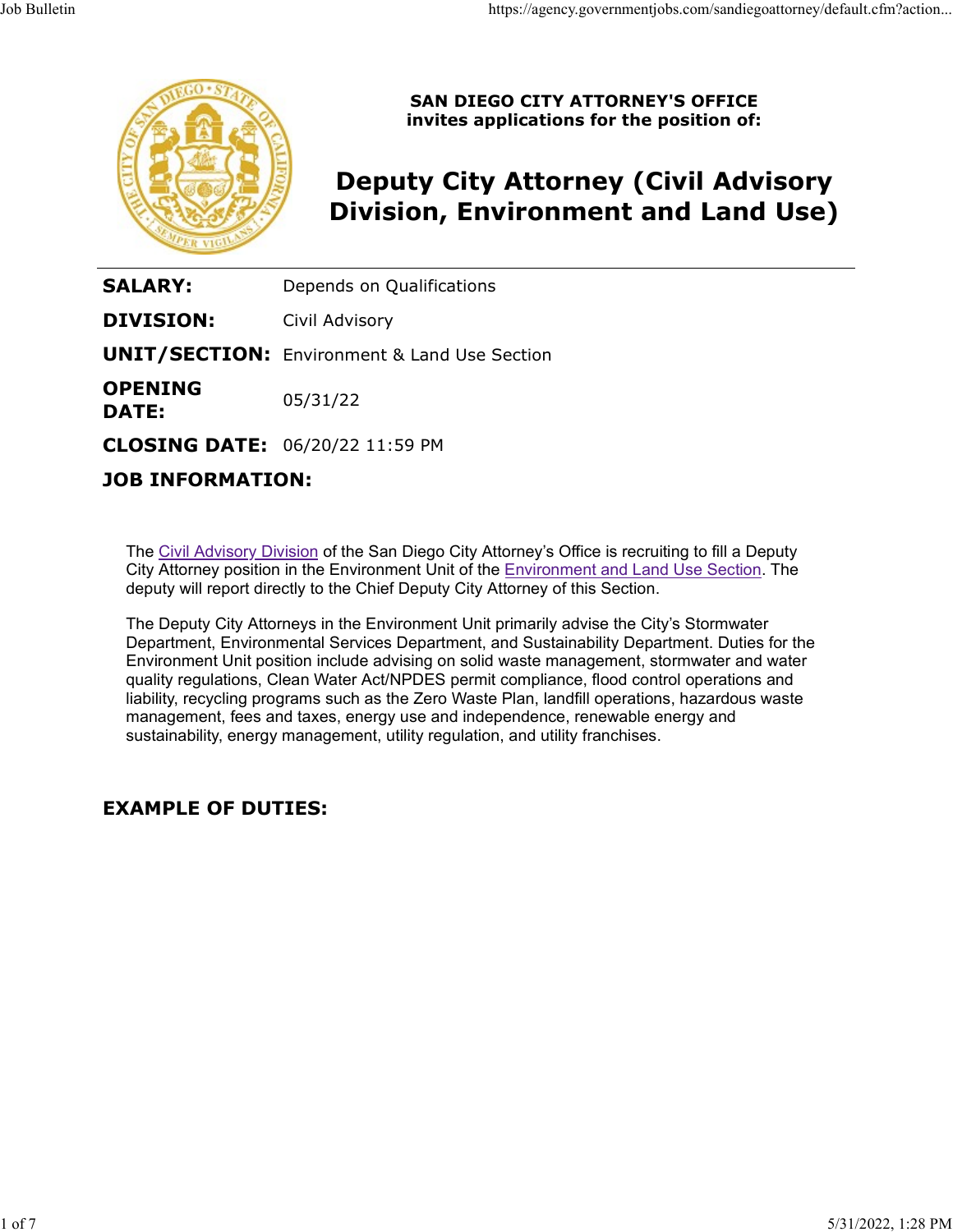**SAN DIEGO CITY ATTORNEY'S OFFICE**
**invites applications for the position of:**

# Deputy City Attorney (Civil Advisory Division, Environment and Land Use)

| | |
|---|---|
| **SALARY:** | Depends on Qualifications |
| **DIVISION:** | Civil Advisory |
| **UNIT/SECTION:** | Environment & Land Use Section |
| **OPENING DATE:** | 05/31/22 |
| **CLOSING DATE:** | 06/20/22 11:59 PM |

## JOB INFORMATION:

The Civil Advisory Division of the San Diego City Attorney's Office is recruiting to fill a Deputy City Attorney position in the Environment Unit of the Environment and Land Use Section. The deputy will report directly to the Chief Deputy City Attorney of this Section.

The Deputy City Attorneys in the Environment Unit primarily advise the City's Stormwater Department, Environmental Services Department, and Sustainability Department. Duties for the Environment Unit position include advising on solid waste management, stormwater and water quality regulations, Clean Water Act/NPDES permit compliance, flood control operations and liability, recycling programs such as the Zero Waste Plan, landfill operations, hazardous waste management, fees and taxes, energy use and independence, renewable energy and sustainability, energy management, utility regulation, and utility franchises.

## EXAMPLE OF DUTIES: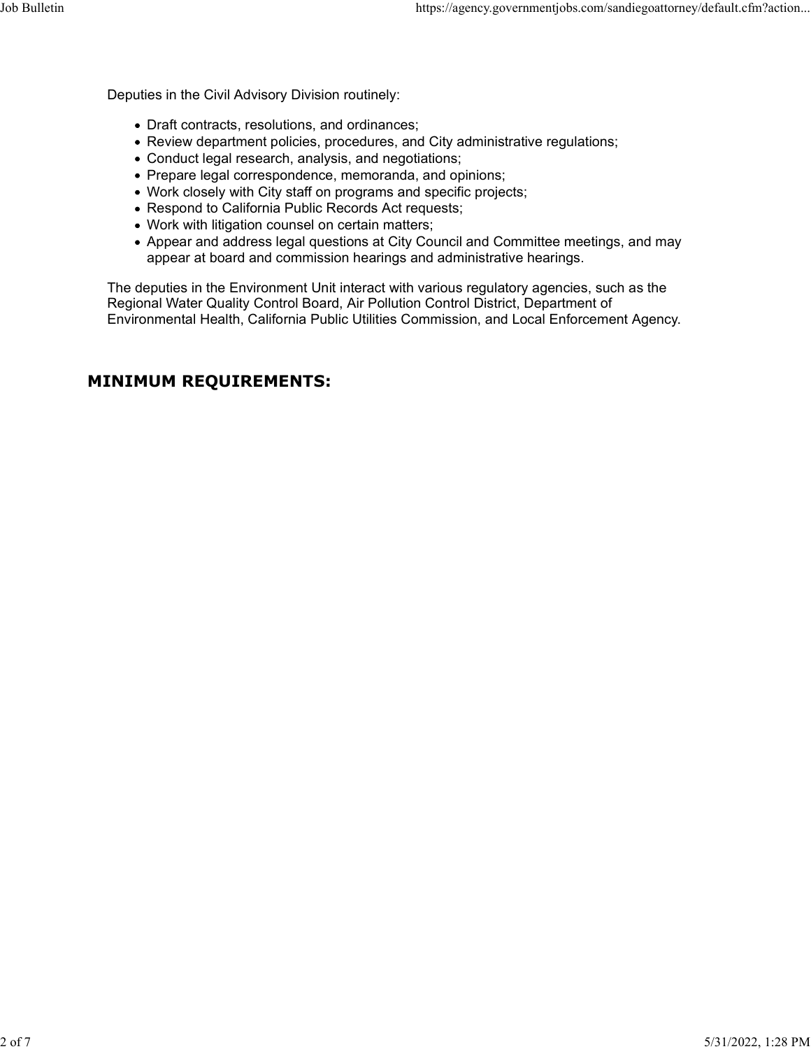Deputies in the Civil Advisory Division routinely:

- Draft contracts, resolutions, and ordinances;
- Review department policies, procedures, and City administrative regulations;
- Conduct legal research, analysis, and negotiations;
- Prepare legal correspondence, memoranda, and opinions;
- Work closely with City staff on programs and specific projects;
- Respond to California Public Records Act requests;
- Work with litigation counsel on certain matters;
- Appear and address legal questions at City Council and Committee meetings, and may appear at board and commission hearings and administrative hearings.

The deputies in the Environment Unit interact with various regulatory agencies, such as the Regional Water Quality Control Board, Air Pollution Control District, Department of Environmental Health, California Public Utilities Commission, and Local Enforcement Agency.

## MINIMUM REQUIREMENTS: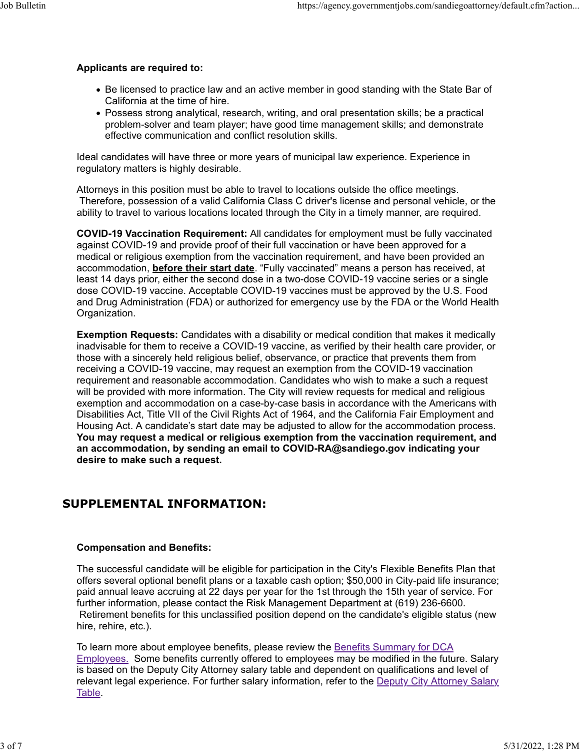**Applicants are required to:**

- Be licensed to practice law and an active member in good standing with the State Bar of California at the time of hire.
- Possess strong analytical, research, writing, and oral presentation skills; be a practical problem-solver and team player; have good time management skills; and demonstrate effective communication and conflict resolution skills.

Ideal candidates will have three or more years of municipal law experience. Experience in regulatory matters is highly desirable.

Attorneys in this position must be able to travel to locations outside the office meetings. Therefore, possession of a valid California Class C driver's license and personal vehicle, or the ability to travel to various locations located through the City in a timely manner, are required.

**COVID-19 Vaccination Requirement:** All candidates for employment must be fully vaccinated against COVID-19 and provide proof of their full vaccination or have been approved for a medical or religious exemption from the vaccination requirement, and have been provided an accommodation, **before their start date**. "Fully vaccinated" means a person has received, at least 14 days prior, either the second dose in a two-dose COVID-19 vaccine series or a single dose COVID-19 vaccine. Acceptable COVID-19 vaccines must be approved by the U.S. Food and Drug Administration (FDA) or authorized for emergency use by the FDA or the World Health Organization.

**Exemption Requests:** Candidates with a disability or medical condition that makes it medically inadvisable for them to receive a COVID-19 vaccine, as verified by their health care provider, or those with a sincerely held religious belief, observance, or practice that prevents them from receiving a COVID-19 vaccine, may request an exemption from the COVID-19 vaccination requirement and reasonable accommodation. Candidates who wish to make a such a request will be provided with more information. The City will review requests for medical and religious exemption and accommodation on a case-by-case basis in accordance with the Americans with Disabilities Act, Title VII of the Civil Rights Act of 1964, and the California Fair Employment and Housing Act. A candidate's start date may be adjusted to allow for the accommodation process. **You may request a medical or religious exemption from the vaccination requirement, and an accommodation, by sending an email to COVID-RA@sandiego.gov indicating your desire to make such a request.**

## SUPPLEMENTAL INFORMATION:

**Compensation and Benefits:**

The successful candidate will be eligible for participation in the City's Flexible Benefits Plan that offers several optional benefit plans or a taxable cash option; $50,000 in City-paid life insurance; paid annual leave accruing at 22 days per year for the 1st through the 15th year of service. For further information, please contact the Risk Management Department at (619) 236-6600. Retirement benefits for this unclassified position depend on the candidate's eligible status (new hire, rehire, etc.).

To learn more about employee benefits, please review the Benefits Summary for DCA Employees. Some benefits currently offered to employees may be modified in the future. Salary is based on the Deputy City Attorney salary table and dependent on qualifications and level of relevant legal experience. For further salary information, refer to the Deputy City Attorney Salary Table.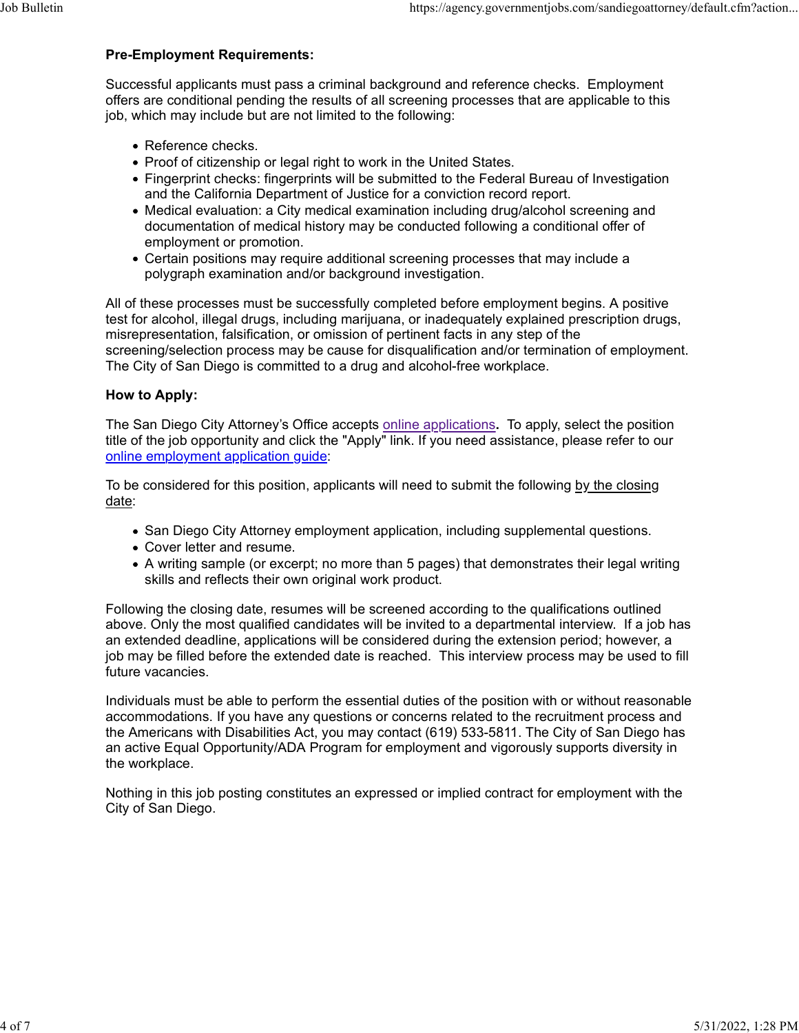**Pre-Employment Requirements:**

Successful applicants must pass a criminal background and reference checks. Employment offers are conditional pending the results of all screening processes that are applicable to this job, which may include but are not limited to the following:

- Reference checks.
- Proof of citizenship or legal right to work in the United States.
- Fingerprint checks: fingerprints will be submitted to the Federal Bureau of Investigation and the California Department of Justice for a conviction record report.
- Medical evaluation: a City medical examination including drug/alcohol screening and documentation of medical history may be conducted following a conditional offer of employment or promotion.
- Certain positions may require additional screening processes that may include a polygraph examination and/or background investigation.

All of these processes must be successfully completed before employment begins. A positive test for alcohol, illegal drugs, including marijuana, or inadequately explained prescription drugs, misrepresentation, falsification, or omission of pertinent facts in any step of the screening/selection process may be cause for disqualification and/or termination of employment. The City of San Diego is committed to a drug and alcohol-free workplace.

**How to Apply:**

The San Diego City Attorney's Office accepts online applications**.** To apply, select the position title of the job opportunity and click the "Apply" link. If you need assistance, please refer to our online employment application guide:

To be considered for this position, applicants will need to submit the following by the closing date:

- San Diego City Attorney employment application, including supplemental questions.
- Cover letter and resume.
- A writing sample (or excerpt; no more than 5 pages) that demonstrates their legal writing skills and reflects their own original work product.

Following the closing date, resumes will be screened according to the qualifications outlined above. Only the most qualified candidates will be invited to a departmental interview. If a job has an extended deadline, applications will be considered during the extension period; however, a job may be filled before the extended date is reached. This interview process may be used to fill future vacancies.

Individuals must be able to perform the essential duties of the position with or without reasonable accommodations. If you have any questions or concerns related to the recruitment process and the Americans with Disabilities Act, you may contact (619) 533-5811. The City of San Diego has an active Equal Opportunity/ADA Program for employment and vigorously supports diversity in the workplace.

Nothing in this job posting constitutes an expressed or implied contract for employment with the City of San Diego.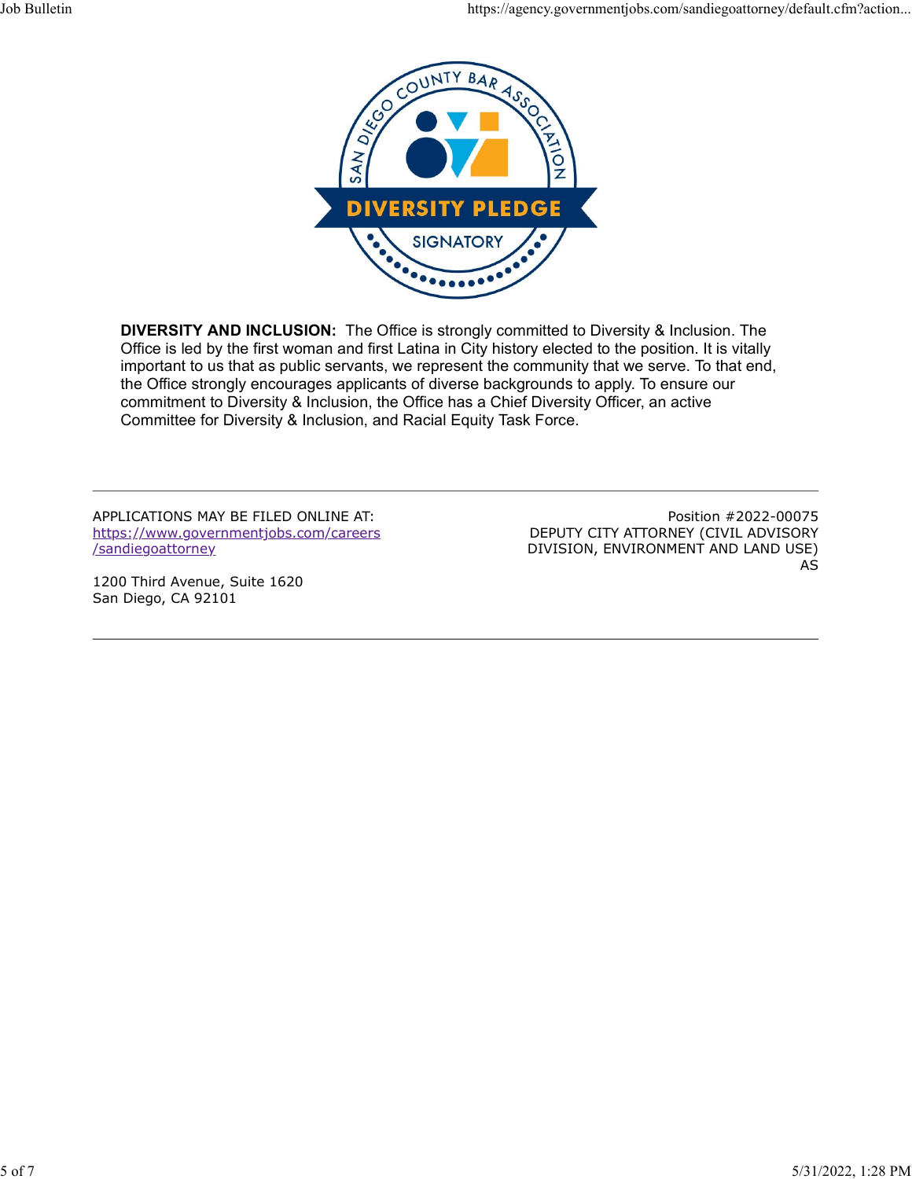SAN DIEGO COUNTY BAR ASSOCIATION
DIVERSITY PLEDGE
SIGNATORY

**DIVERSITY AND INCLUSION:** The Office is strongly committed to Diversity & Inclusion. The Office is led by the first woman and first Latina in City history elected to the position. It is vitally important to us that as public servants, we represent the community that we serve. To that end, the Office strongly encourages applicants of diverse backgrounds to apply. To ensure our commitment to Diversity & Inclusion, the Office has a Chief Diversity Officer, an active Committee for Diversity & Inclusion, and Racial Equity Task Force.

---

APPLICATIONS MAY BE FILED ONLINE AT:
[https://www.governmentjobs.com/careers/sandiegoattorney](https://www.governmentjobs.com/careers/sandiegoattorney)

1200 Third Avenue, Suite 1620
San Diego, CA 92101

Position #2022-00075
DEPUTY CITY ATTORNEY (CIVIL ADVISORY DIVISION, ENVIRONMENT AND LAND USE)
AS

---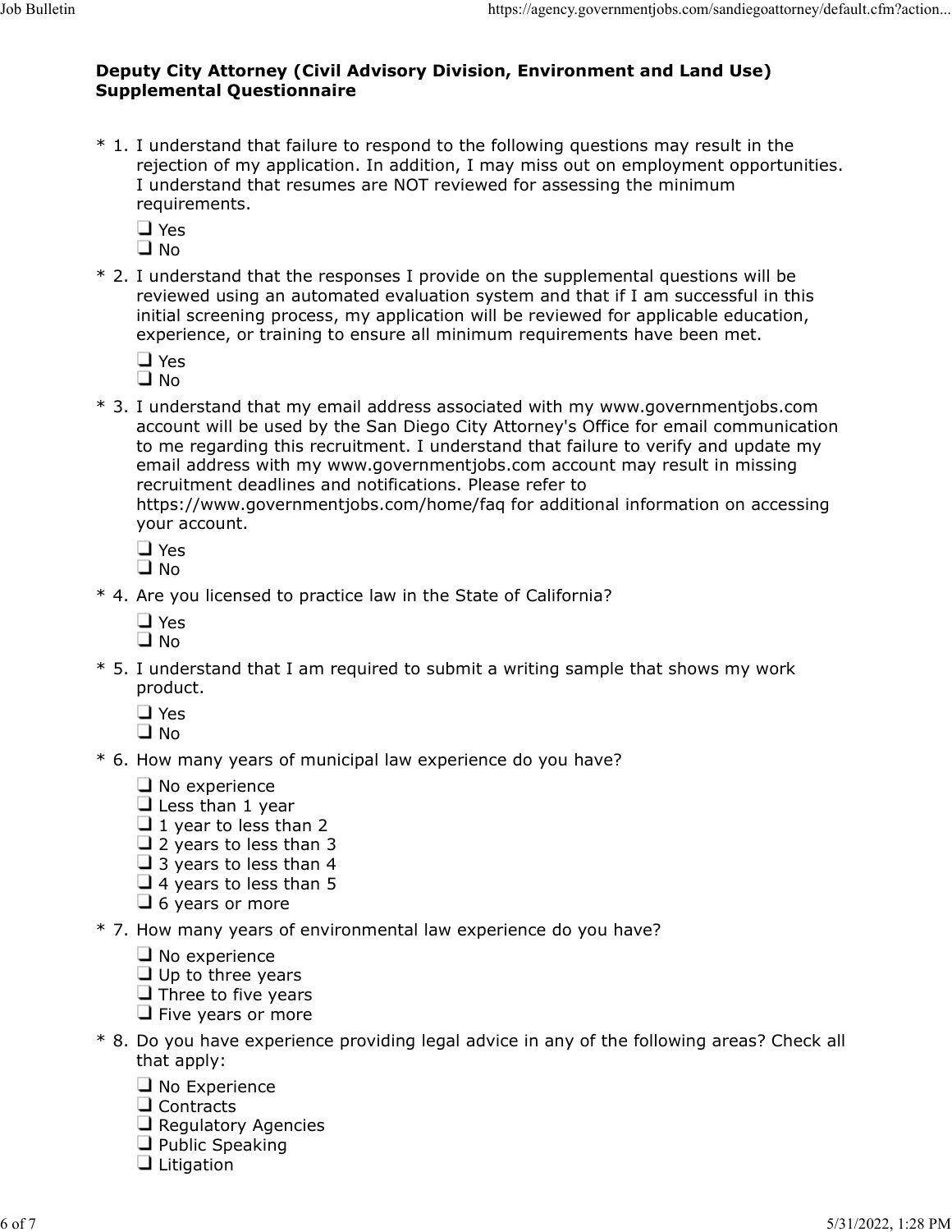**Deputy City Attorney (Civil Advisory Division, Environment and Land Use) Supplemental Questionnaire**

\* 1. I understand that failure to respond to the following questions may result in the rejection of my application. In addition, I may miss out on employment opportunities. I understand that resumes are NOT reviewed for assessing the minimum requirements.

- ❑ Yes
- ❑ No

\* 2. I understand that the responses I provide on the supplemental questions will be reviewed using an automated evaluation system and that if I am successful in this initial screening process, my application will be reviewed for applicable education, experience, or training to ensure all minimum requirements have been met.

- ❑ Yes
- ❑ No

\* 3. I understand that my email address associated with my www.governmentjobs.com account will be used by the San Diego City Attorney's Office for email communication to me regarding this recruitment. I understand that failure to verify and update my email address with my www.governmentjobs.com account may result in missing recruitment deadlines and notifications. Please refer to https://www.governmentjobs.com/home/faq for additional information on accessing your account.

- ❑ Yes
- ❑ No

\* 4. Are you licensed to practice law in the State of California?

- ❑ Yes
- ❑ No

\* 5. I understand that I am required to submit a writing sample that shows my work product.

- ❑ Yes
- ❑ No

\* 6. How many years of municipal law experience do you have?

- ❑ No experience
- ❑ Less than 1 year
- ❑ 1 year to less than 2
- ❑ 2 years to less than 3
- ❑ 3 years to less than 4
- ❑ 4 years to less than 5
- ❑ 6 years or more

\* 7. How many years of environmental law experience do you have?

- ❑ No experience
- ❑ Up to three years
- ❑ Three to five years
- ❑ Five years or more

\* 8. Do you have experience providing legal advice in any of the following areas? Check all that apply:

- ❑ No Experience
- ❑ Contracts
- ❑ Regulatory Agencies
- ❑ Public Speaking
- ❑ Litigation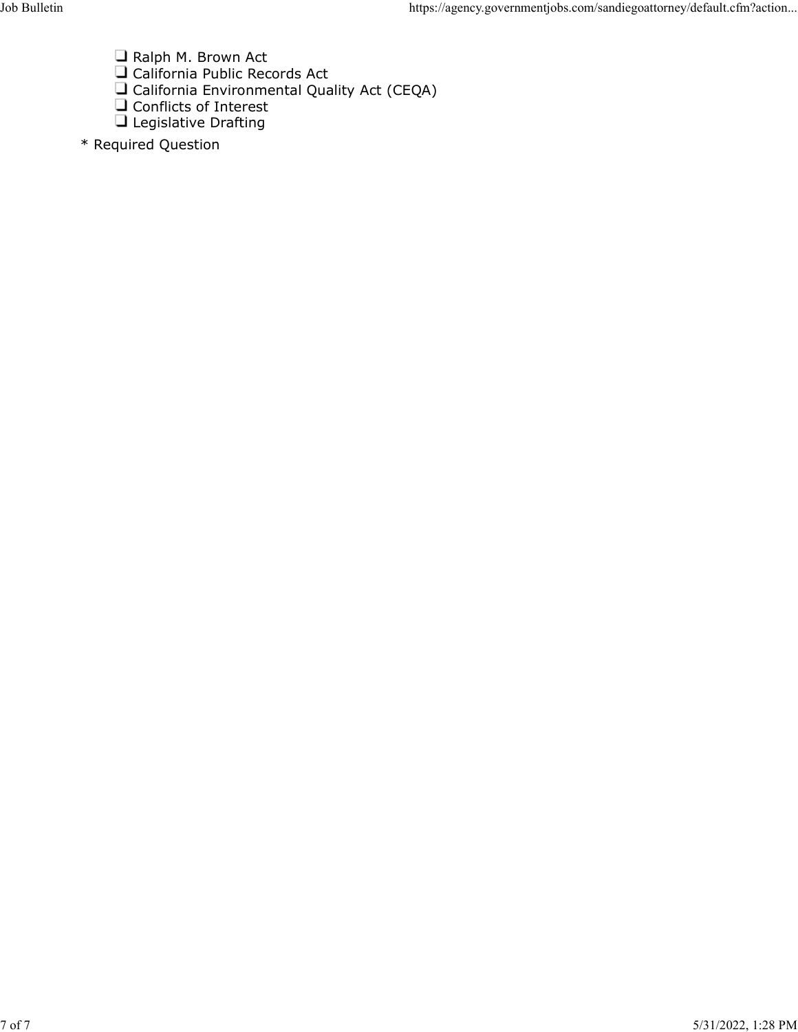- ❑ Ralph M. Brown Act
- ❑ California Public Records Act
- ❑ California Environmental Quality Act (CEQA)
- ❑ Conflicts of Interest
- ❑ Legislative Drafting

* Required Question